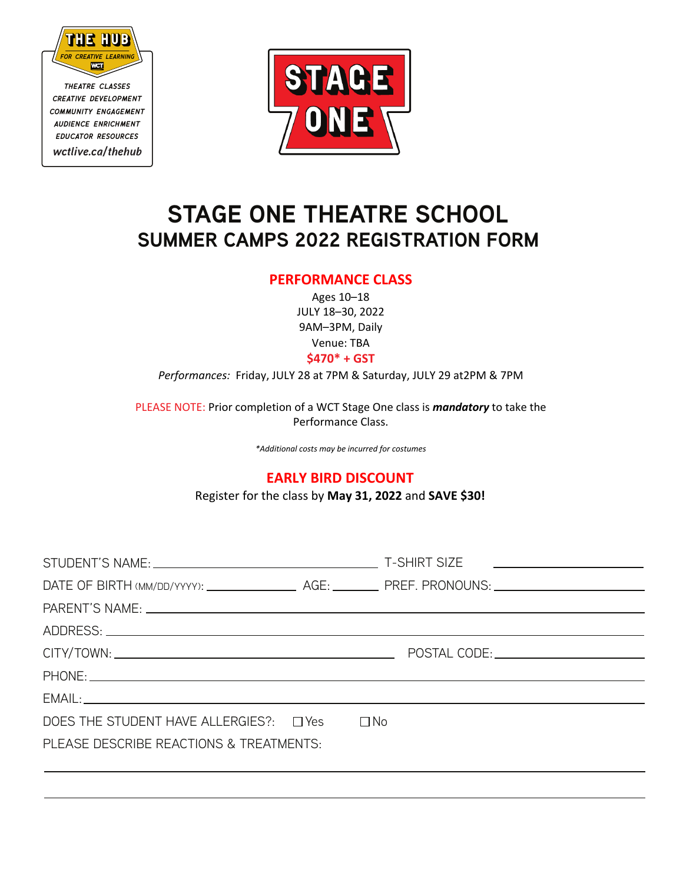THE HUB

FOR CREATIVE LEARNING

WCT

THEATRE CLASSES
CREATIVE DEVELOPMENT
COMMUNITY ENGAGEMENT
AUDIENCE ENRICHMENT
EDUCATOR RESOURCES

wctlive.ca/thehub

STAGE ONE

# STAGE ONE THEATRE SCHOOL
## SUMMER CAMPS 2022 REGISTRATION FORM

### PERFORMANCE CLASS

Ages 10–18
JULY 18–30, 2022
9AM–3PM, Daily
Venue: TBA
**$470* + GST**

*Performances:* Friday, JULY 28 at 7PM & Saturday, JULY 29 at2PM & 7PM

PLEASE NOTE: Prior completion of a WCT Stage One class is ***mandatory*** to take the Performance Class.

**Additional costs may be incurred for costumes*

### EARLY BIRD DISCOUNT

Register for the class by **May 31, 2022** and **SAVE $30!**

STUDENT'S NAME: ______________________ T-SHIRT SIZE ______________

DATE OF BIRTH (MM/DD/YYYY): ____________ AGE: ______ PREF. PRONOUNS: ______________

PARENT'S NAME: ______________________________________________

ADDRESS: ______________________________________________

CITY/TOWN: ______________________ POSTAL CODE: ______________

PHONE: ______________________________________________

EMAIL: ______________________________________________

DOES THE STUDENT HAVE ALLERGIES?: ☐ Yes ☐ No

PLEASE DESCRIBE REACTIONS & TREATMENTS:

______________________________________________

______________________________________________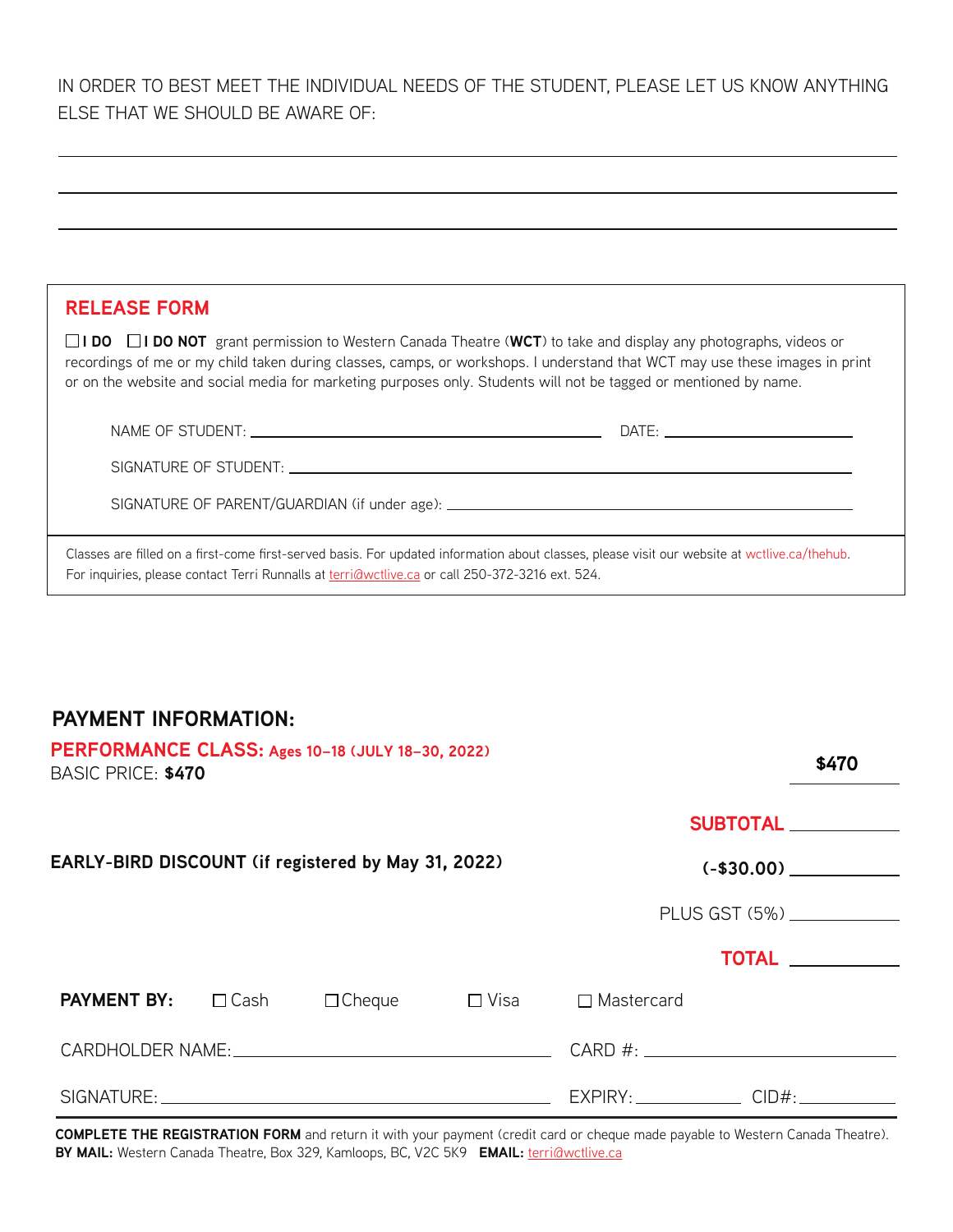IN ORDER TO BEST MEET THE INDIVIDUAL NEEDS OF THE STUDENT, PLEASE LET US KNOW ANYTHING ELSE THAT WE SHOULD BE AWARE OF:

\_\_\_\_\_\_\_\_\_\_\_\_\_\_\_\_\_\_\_\_\_\_\_\_\_\_\_\_\_\_\_\_\_\_\_\_\_\_\_\_\_\_\_\_\_\_\_\_\_\_\_\_\_\_\_\_\_\_\_\_

\_\_\_\_\_\_\_\_\_\_\_\_\_\_\_\_\_\_\_\_\_\_\_\_\_\_\_\_\_\_\_\_\_\_\_\_\_\_\_\_\_\_\_\_\_\_\_\_\_\_\_\_\_\_\_\_\_\_\_\_

\_\_\_\_\_\_\_\_\_\_\_\_\_\_\_\_\_\_\_\_\_\_\_\_\_\_\_\_\_\_\_\_\_\_\_\_\_\_\_\_\_\_\_\_\_\_\_\_\_\_\_\_\_\_\_\_\_\_\_\_

## RELEASE FORM

☐ **I DO** ☐ **I DO NOT** grant permission to Western Canada Theatre (**WCT**) to take and display any photographs, videos or recordings of me or my child taken during classes, camps, or workshops. I understand that WCT may use these images in print or on the website and social media for marketing purposes only. Students will not be tagged or mentioned by name.

NAME OF STUDENT: \_\_\_\_\_\_\_\_\_\_\_\_\_\_\_\_\_\_\_\_\_\_\_\_\_\_\_\_ DATE: \_\_\_\_\_\_\_\_\_\_\_\_\_\_\_\_

SIGNATURE OF STUDENT: \_\_\_\_\_\_\_\_\_\_\_\_\_\_\_\_\_\_\_\_\_\_\_\_\_\_\_\_\_\_\_\_\_\_\_\_\_\_\_\_

SIGNATURE OF PARENT/GUARDIAN (if under age): \_\_\_\_\_\_\_\_\_\_\_\_\_\_\_\_\_\_\_\_\_\_\_\_\_\_\_\_

Classes are filled on a first-come first-served basis. For updated information about classes, please visit our website at wctlive.ca/thehub. For inquiries, please contact Terri Runnalls at terri@wctlive.ca or call 250-372-3216 ext. 524.

## PAYMENT INFORMATION:

**PERFORMANCE CLASS: Ages 10–18 (JULY 18–30, 2022)**
BASIC PRICE: **$470** — **$470**

**SUBTOTAL** \_\_\_\_\_\_\_\_\_\_

**EARLY-BIRD DISCOUNT (if registered by May 31, 2022)** — **(-$30.00)** \_\_\_\_\_\_\_\_\_\_

PLUS GST (5%) \_\_\_\_\_\_\_\_\_\_

**TOTAL** \_\_\_\_\_\_\_\_\_\_

**PAYMENT BY:** ☐ Cash ☐ Cheque ☐ Visa ☐ Mastercard

CARDHOLDER NAME: \_\_\_\_\_\_\_\_\_\_\_\_\_\_\_\_\_\_\_\_\_\_\_\_ CARD #: \_\_\_\_\_\_\_\_\_\_\_\_\_\_\_\_\_\_\_\_

SIGNATURE: \_\_\_\_\_\_\_\_\_\_\_\_\_\_\_\_\_\_\_\_\_\_\_\_ EXPIRY: \_\_\_\_\_\_\_\_\_\_ CID#: \_\_\_\_\_\_\_\_\_\_

**COMPLETE THE REGISTRATION FORM** and return it with your payment (credit card or cheque made payable to Western Canada Theatre).
**BY MAIL:** Western Canada Theatre, Box 329, Kamloops, BC, V2C 5K9 **EMAIL:** terri@wctlive.ca